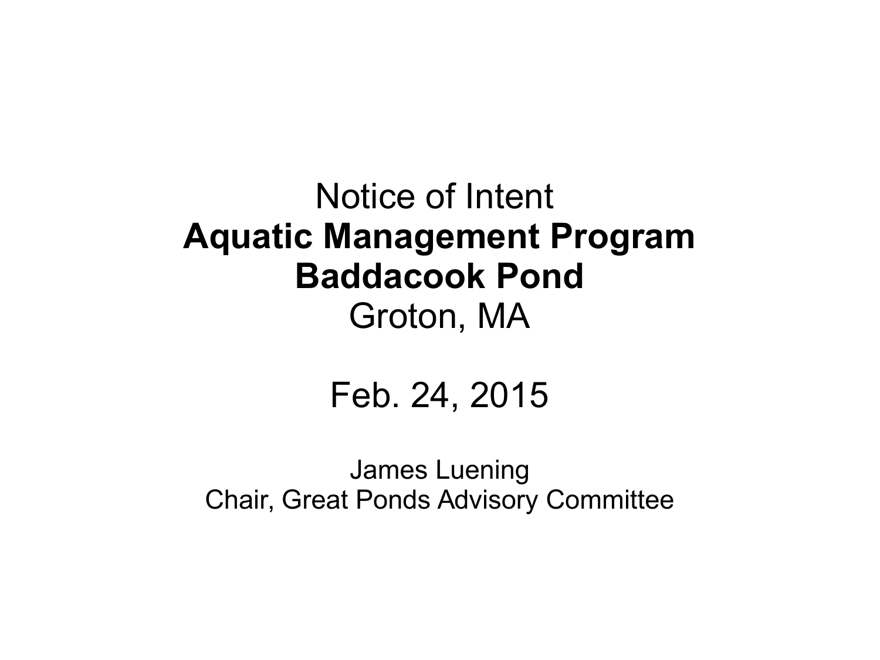Notice of Intent

# Aquatic Management Program
# Baddacook Pond

Groton, MA

Feb. 24, 2015

James Luening
Chair, Great Ponds Advisory Committee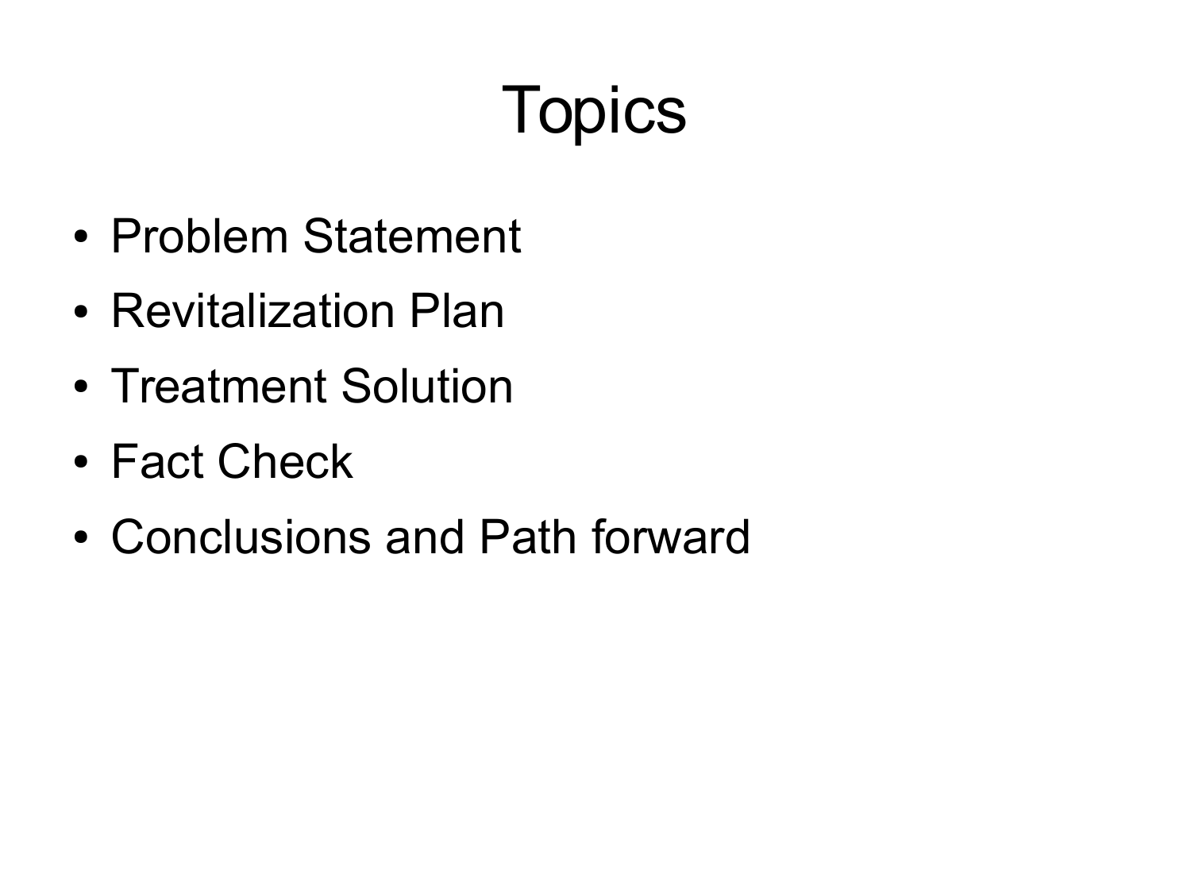# Topics

- Problem Statement
- Revitalization Plan
- Treatment Solution
- Fact Check
- Conclusions and Path forward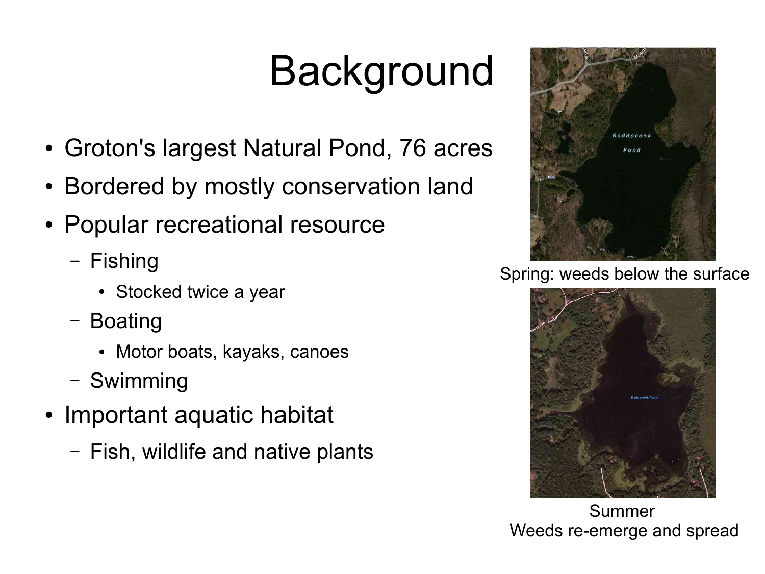# Background

- Groton's largest Natural Pond, 76 acres
- Bordered by mostly conservation land
- Popular recreational resource
  - Fishing
    - Stocked twice a year
  - Boating
    - Motor boats, kayaks, canoes
  - Swimming
- Important aquatic habitat
  - Fish, wildlife and native plants

Spring: weeds below the surface

Summer
Weeds re-emerge and spread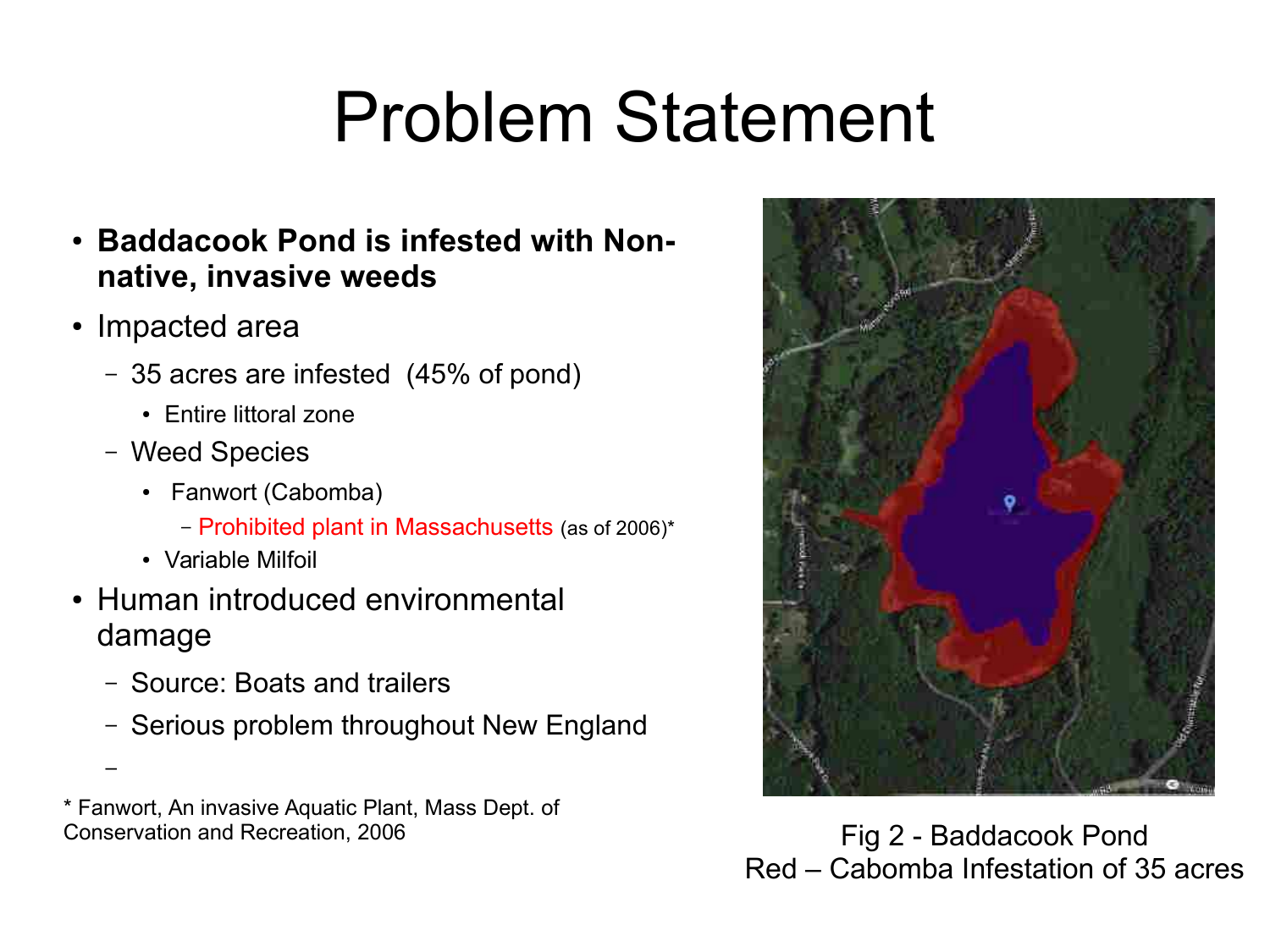# Problem Statement

- **Baddacook Pond is infested with Non-native, invasive weeds**
- Impacted area
  - 35 acres are infested (45% of pond)
    - Entire littoral zone
  - Weed Species
    - Fanwort (Cabomba)
      - Prohibited plant in Massachusetts (as of 2006)*
    - Variable Milfoil
- Human introduced environmental damage
  - Source: Boats and trailers
  - Serious problem throughout New England

\* Fanwort, An invasive Aquatic Plant, Mass Dept. of Conservation and Recreation, 2006

Fig 2 - Baddacook Pond
Red – Cabomba Infestation of 35 acres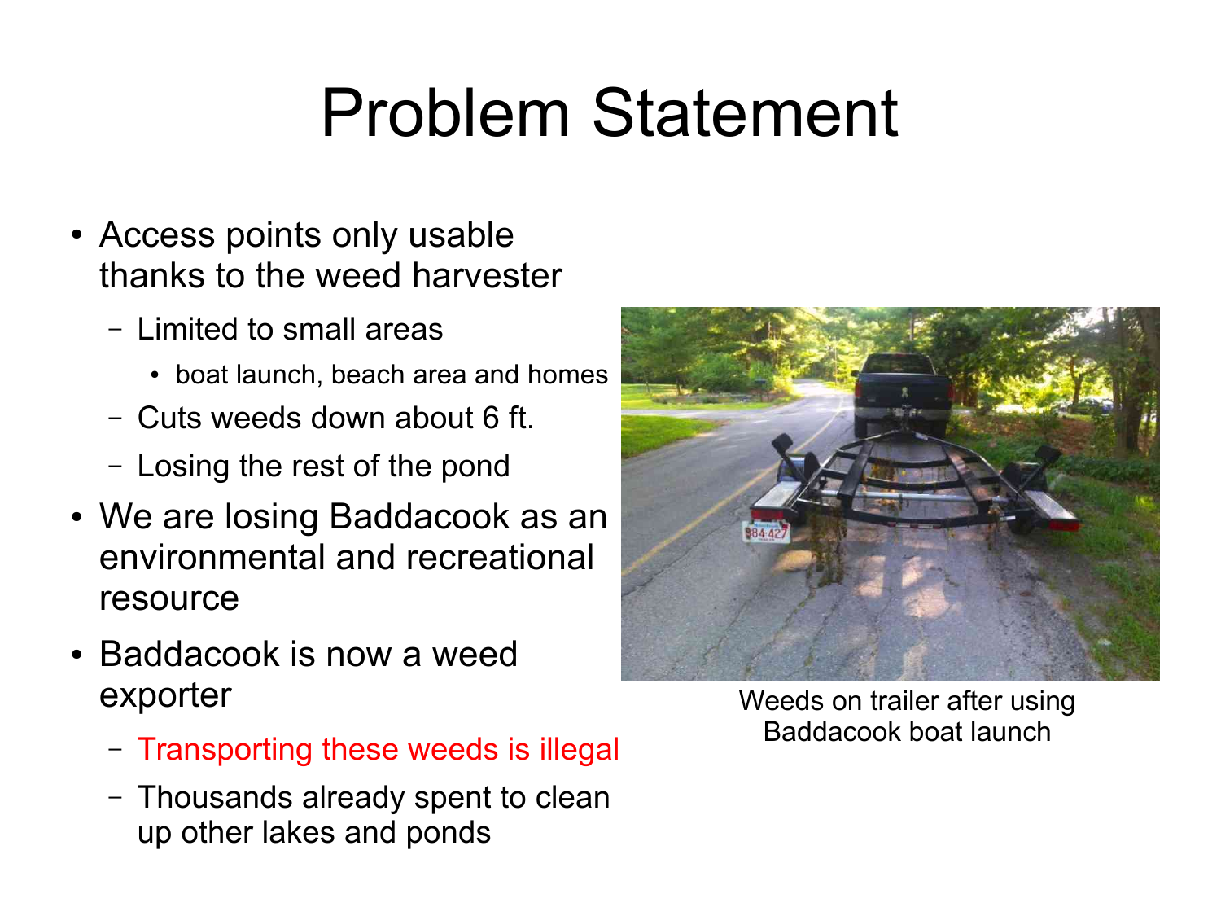# Problem Statement

- Access points only usable thanks to the weed harvester
  - Limited to small areas
    - boat launch, beach area and homes
  - Cuts weeds down about 6 ft.
  - Losing the rest of the pond
- We are losing Baddacook as an environmental and recreational resource
- Baddacook is now a weed exporter
  - Transporting these weeds is illegal
  - Thousands already spent to clean up other lakes and ponds

Weeds on trailer after using Baddacook boat launch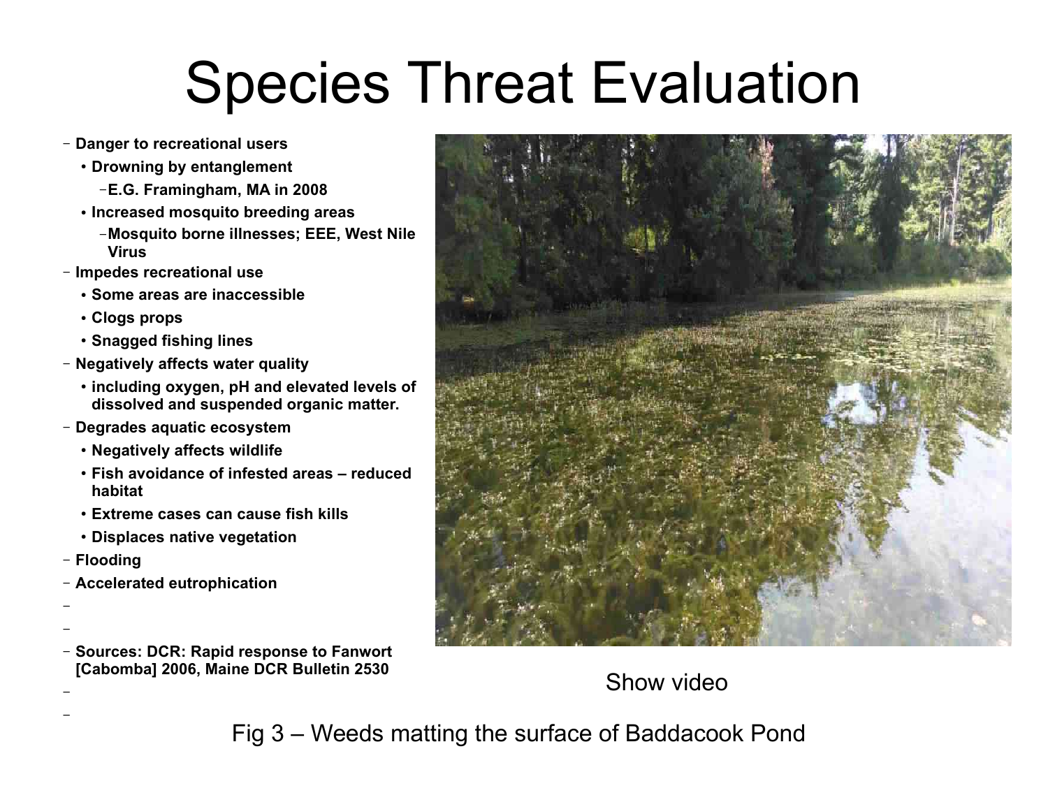# Species Threat Evaluation

- **Danger to recreational users**
  - **Drowning by entanglement**
    - **E.G. Framingham, MA in 2008**
  - **Increased mosquito breeding areas**
    - **Mosquito borne illnesses; EEE, West Nile Virus**
- **Impedes recreational use**
  - **Some areas are inaccessible**
  - **Clogs props**
  - **Snagged fishing lines**
- **Negatively affects water quality**
  - **including oxygen, pH and elevated levels of dissolved and suspended organic matter.**
- **Degrades aquatic ecosystem**
  - **Negatively affects wildlife**
  - **Fish avoidance of infested areas – reduced habitat**
  - **Extreme cases can cause fish kills**
  - **Displaces native vegetation**
- **Flooding**
- **Accelerated eutrophication**
- **Sources: DCR: Rapid response to Fanwort [Cabomba] 2006, Maine DCR Bulletin 2530**

Show video

Fig 3 – Weeds matting the surface of Baddacook Pond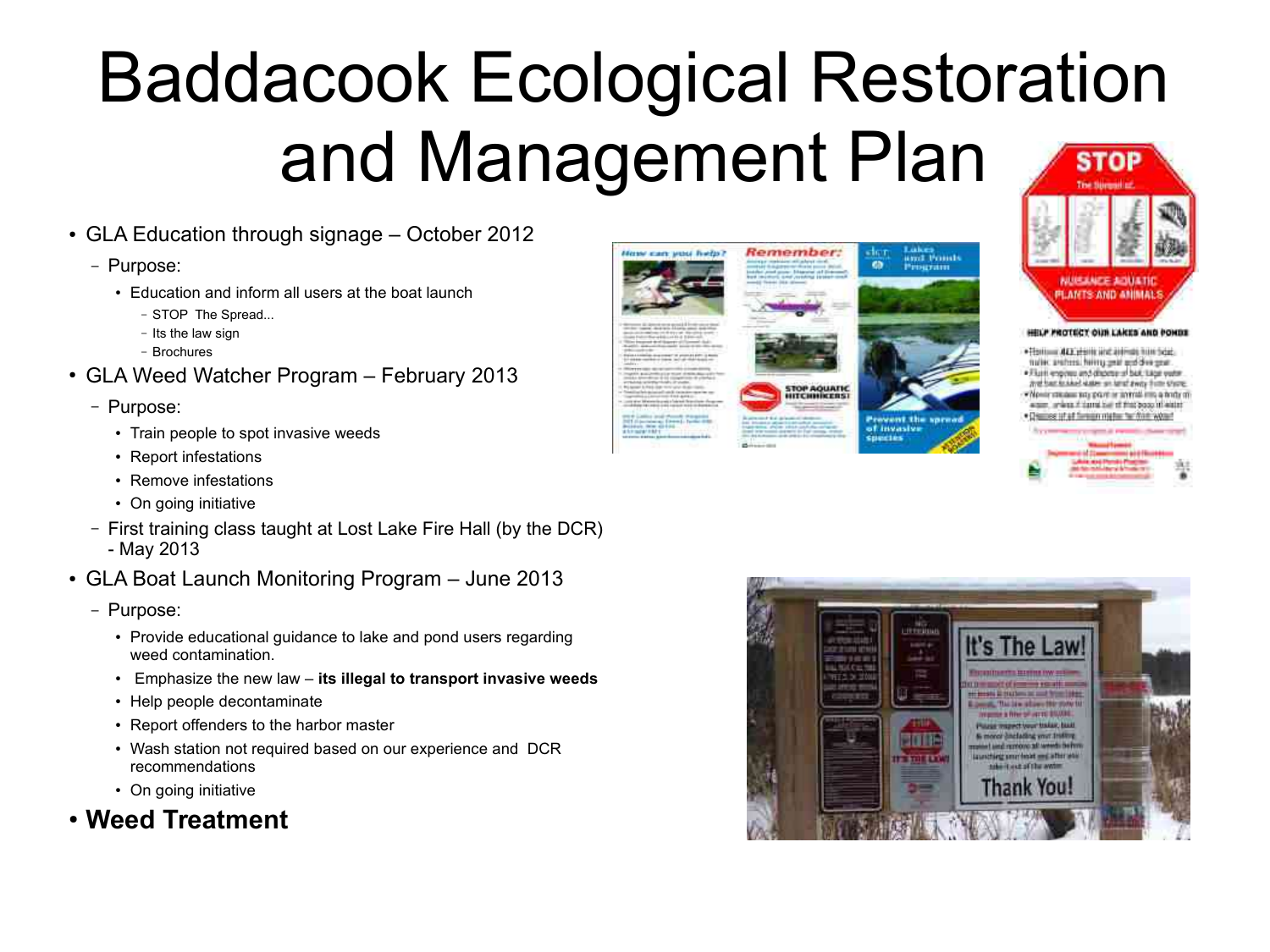# Baddacook Ecological Restoration and Management Plan

- GLA Education through signage – October 2012
  - Purpose:
    - Education and inform all users at the boat launch
      - STOP The Spread...
      - Its the law sign
      - Brochures
- GLA Weed Watcher Program – February 2013
  - Purpose:
    - Train people to spot invasive weeds
    - Report infestations
    - Remove infestations
    - On going initiative
  - First training class taught at Lost Lake Fire Hall (by the DCR) - May 2013
- GLA Boat Launch Monitoring Program – June 2013
  - Purpose:
    - Provide educational guidance to lake and pond users regarding weed contamination.
    - Emphasize the new law – **its illegal to transport invasive weeds**
    - Help people decontaminate
    - Report offenders to the harbor master
    - Wash station not required based on our experience and DCR recommendations
    - On going initiative
- **Weed Treatment**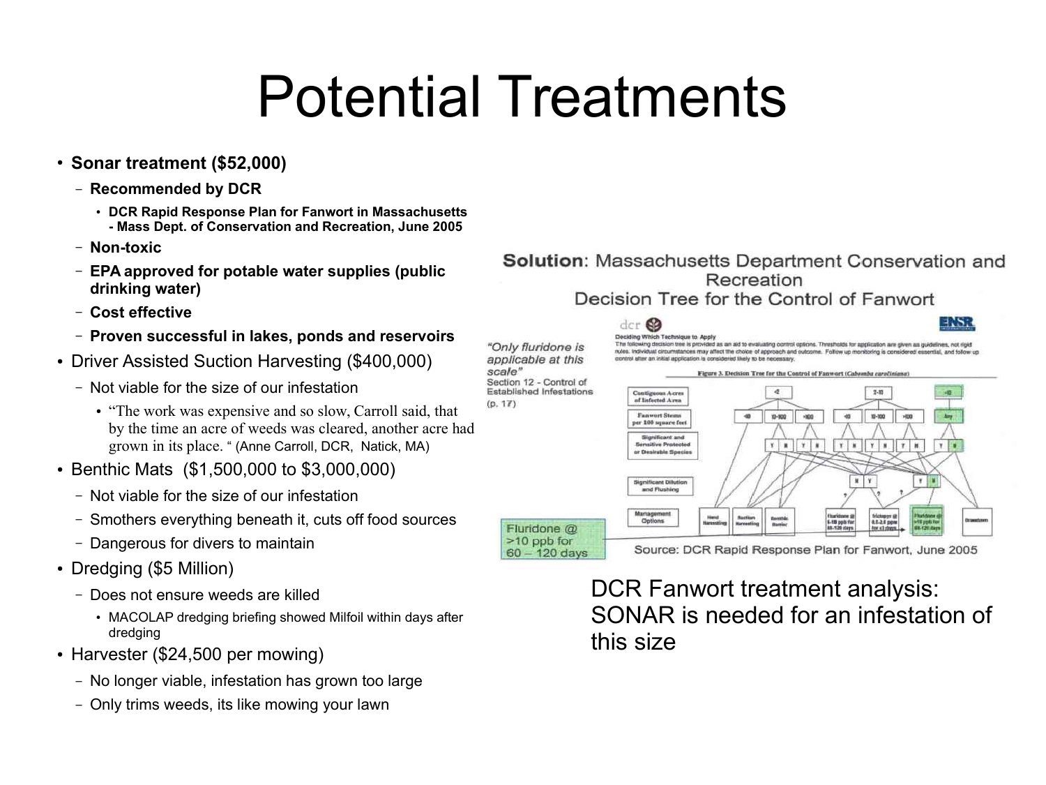# Potential Treatments

- **Sonar treatment ($52,000)**
  - **Recommended by DCR**
    - **DCR Rapid Response Plan for Fanwort in Massachusetts - Mass Dept. of Conservation and Recreation, June 2005**
  - **Non-toxic**
  - **EPA approved for potable water supplies (public drinking water)**
  - **Cost effective**
  - **Proven successful in lakes, ponds and reservoirs**
- Driver Assisted Suction Harvesting ($400,000)
  - Not viable for the size of our infestation
    - "The work was expensive and so slow, Carroll said, that by the time an acre of weeds was cleared, another acre had grown in its place. " (Anne Carroll, DCR, Natick, MA)
- Benthic Mats ($1,500,000 to $3,000,000)
  - Not viable for the size of our infestation
  - Smothers everything beneath it, cuts off food sources
  - Dangerous for divers to maintain
- Dredging ($5 Million)
  - Does not ensure weeds are killed
    - MACOLAP dredging briefing showed Milfoil within days after dredging
- Harvester ($24,500 per mowing)
  - No longer viable, infestation has grown too large
  - Only trims weeds, its like mowing your lawn

**Solution**: Massachusetts Department Conservation and Recreation
Decision Tree for the Control of Fanwort

*"Only fluridone is applicable at this scale"*
Section 12 - Control of Established Infestations (p. 17)

Fluridone @ >10 ppb for 60 – 120 days

Source: DCR Rapid Response Plan for Fanwort, June 2005

DCR Fanwort treatment analysis: SONAR is needed for an infestation of this size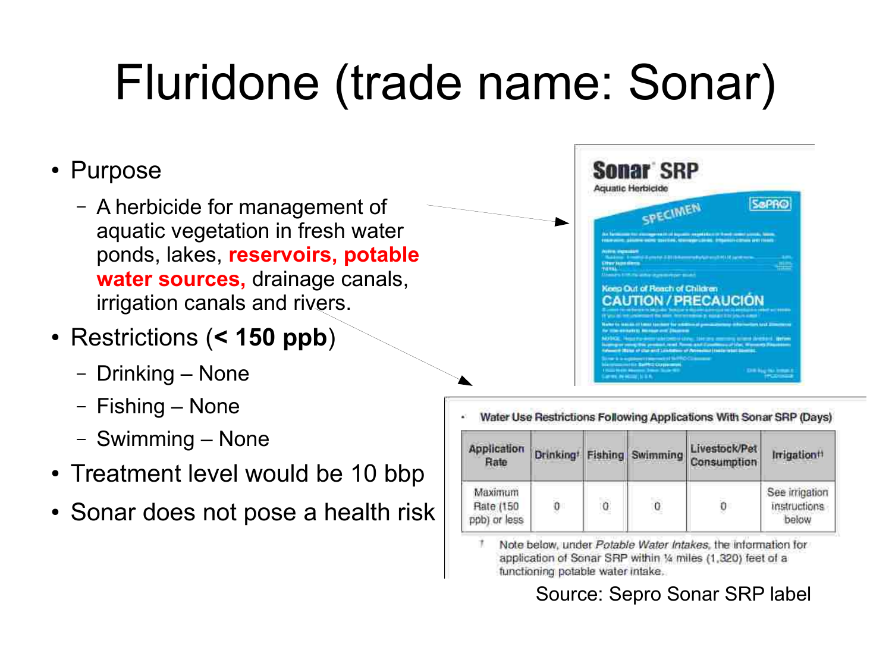# Fluridone (trade name: Sonar)

- Purpose
  - A herbicide for management of aquatic vegetation in fresh water ponds, lakes, **reservoirs, potable water sources,** drainage canals, irrigation canals and rivers.
- Restrictions (**< 150 ppb**)
  - Drinking – None
  - Fishing – None
  - Swimming – None
- Treatment level would be 10 bbp
- Sonar does not pose a health risk

**Sonar SRP**
Aquatic Herbicide

- Water Use Restrictions Following Applications With Sonar SRP (Days)

| Application Rate | Drinking[†] | Fishing | Swimming | Livestock/Pet Consumption | Irrigation[††] |
|---|---|---|---|---|---|
| Maximum Rate (150 ppb) or less | 0 | 0 | 0 | 0 | See irrigation instructions below |

[†] Note below, under *Potable Water Intakes*, the information for application of Sonar SRP within ¼ miles (1,320) feet of a functioning potable water intake.

Source: Sepro Sonar SRP label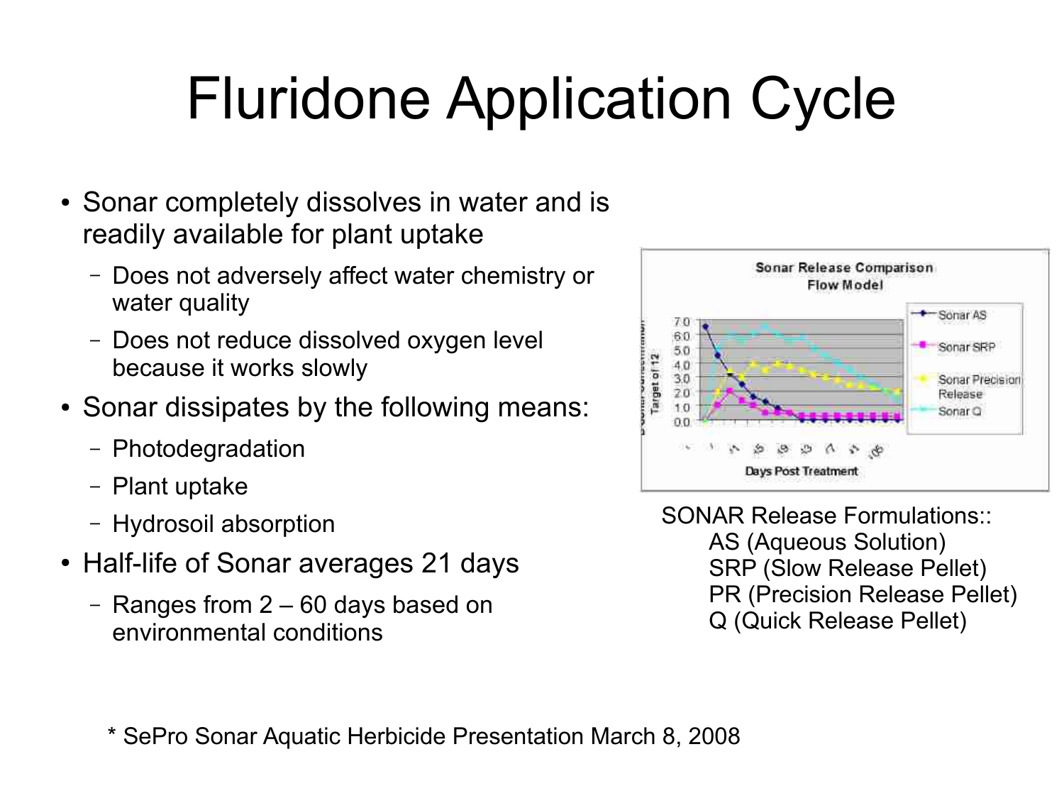# Fluridone Application Cycle

- Sonar completely dissolves in water and is readily available for plant uptake
  - Does not adversely affect water chemistry or water quality
  - Does not reduce dissolved oxygen level because it works slowly
- Sonar dissipates by the following means:
  - Photodegradation
  - Plant uptake
  - Hydrosoil absorption
- Half-life of Sonar averages 21 days
  - Ranges from 2 – 60 days based on environmental conditions

SONAR Release Formulations::
AS (Aqueous Solution)
SRP (Slow Release Pellet)
PR (Precision Release Pellet)
Q (Quick Release Pellet)

\* SePro Sonar Aquatic Herbicide Presentation March 8, 2008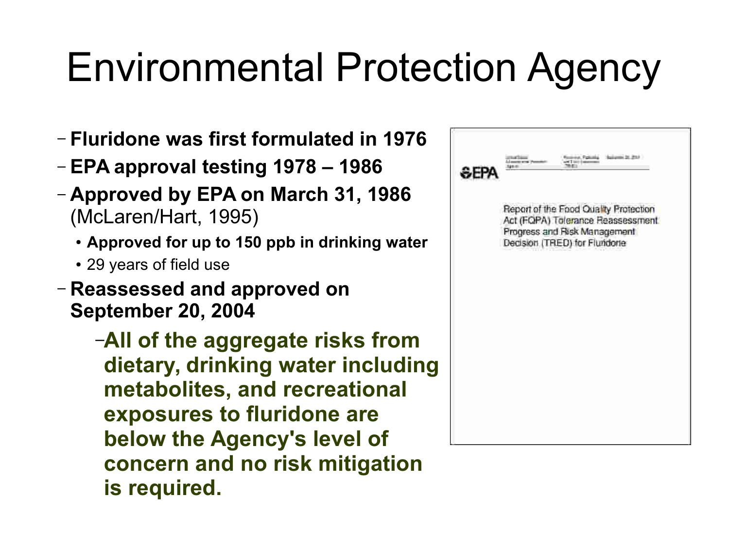# Environmental Protection Agency

- **Fluridone was first formulated in 1976**
- **EPA approval testing 1978 – 1986**
- **Approved by EPA on March 31, 1986** (McLaren/Hart, 1995)
  - **Approved for up to 150 ppb in drinking water**
  - 29 years of field use
- **Reassessed and approved on September 20, 2004**
  - **All of the aggregate risks from dietary, drinking water including metabolites, and recreational exposures to fluridone are below the Agency's level of concern and no risk mitigation is required.**

EPA

Report of the Food Quality Protection Act (FQPA) Tolerance Reassessment Progress and Risk Management Decision (TRED) for Fluridone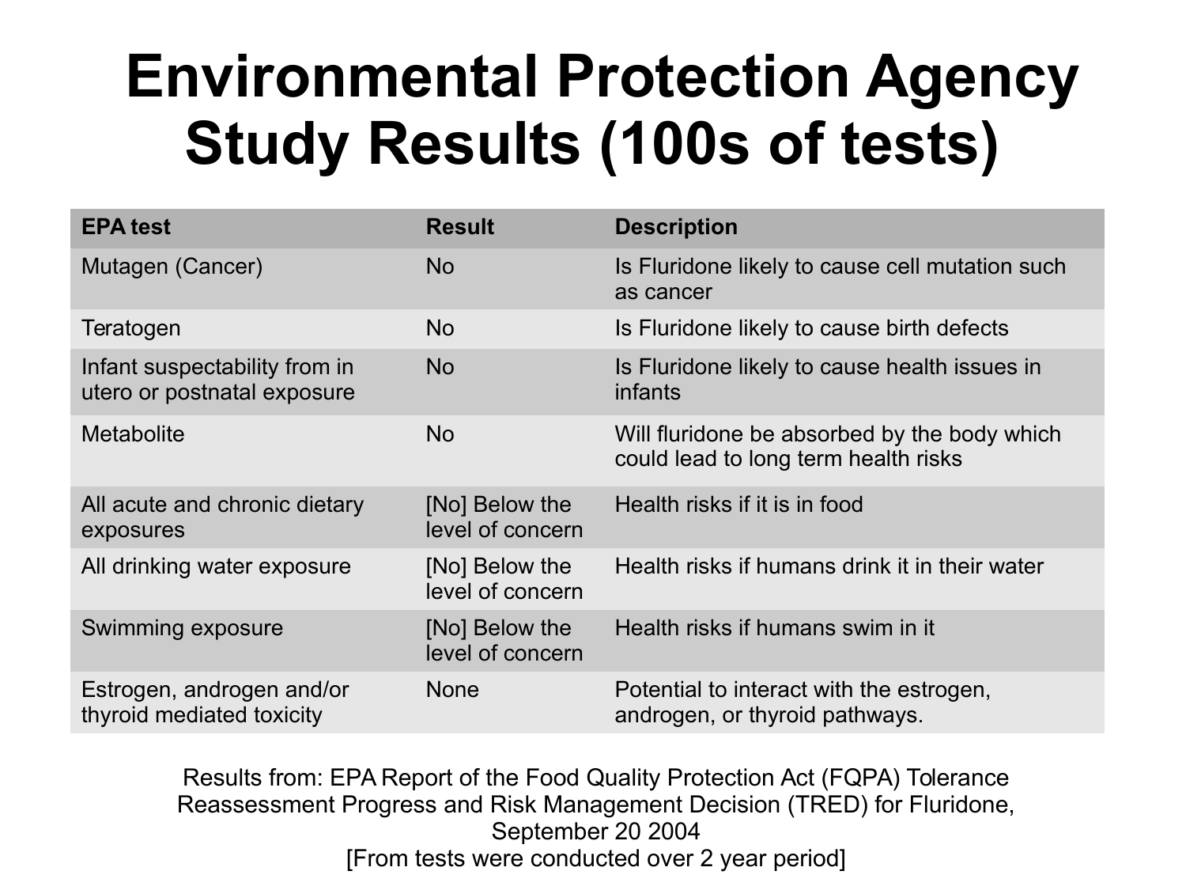# Environmental Protection Agency Study Results (100s of tests)

| EPA test | Result | Description |
|---|---|---|
| Mutagen (Cancer) | No | Is Fluridone likely to cause cell mutation such as cancer |
| Teratogen | No | Is Fluridone likely to cause birth defects |
| Infant suspectability from in utero or postnatal exposure | No | Is Fluridone likely to cause health issues in infants |
| Metabolite | No | Will fluridone be absorbed by the body which could lead to long term health risks |
| All acute and chronic dietary exposures | [No] Below the level of concern | Health risks if it is in food |
| All drinking water exposure | [No] Below the level of concern | Health risks if humans drink it in their water |
| Swimming exposure | [No] Below the level of concern | Health risks if humans swim in it |
| Estrogen, androgen and/or thyroid mediated toxicity | None | Potential to interact with the estrogen, androgen, or thyroid pathways. |

Results from: EPA Report of the Food Quality Protection Act (FQPA) Tolerance Reassessment Progress and Risk Management Decision (TRED) for Fluridone, September 20 2004
[From tests were conducted over 2 year period]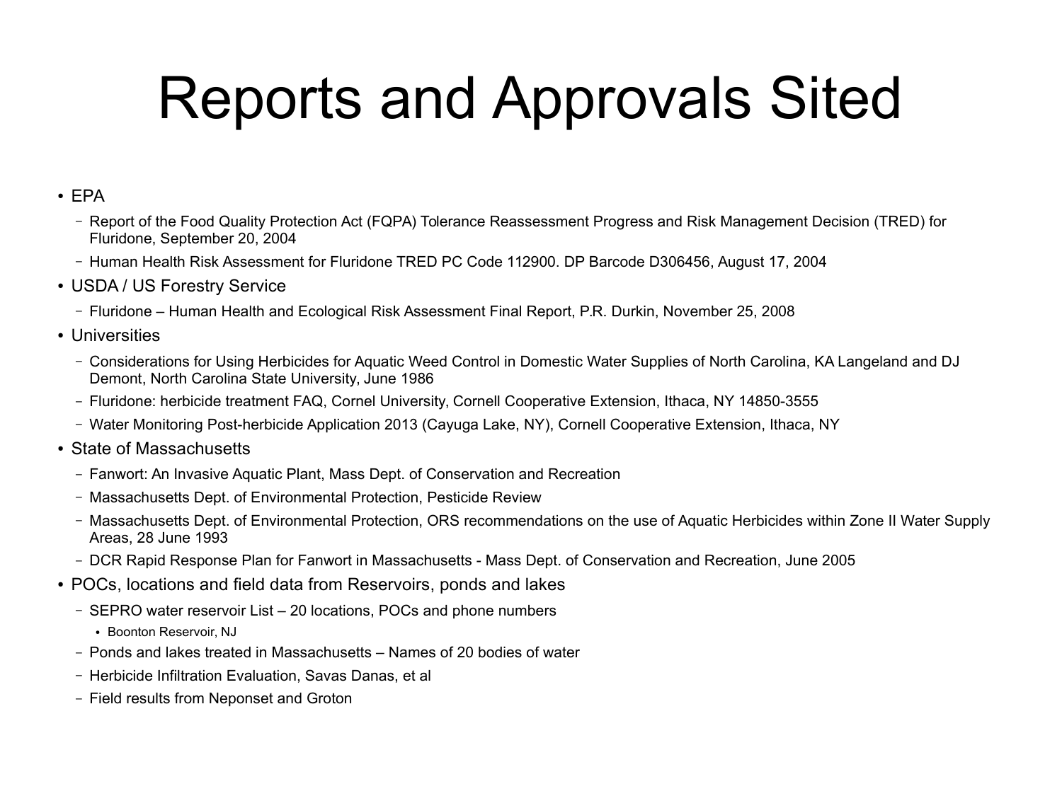# Reports and Approvals Sited

- EPA
  - Report of the Food Quality Protection Act (FQPA) Tolerance Reassessment Progress and Risk Management Decision (TRED) for Fluridone, September 20, 2004
  - Human Health Risk Assessment for Fluridone TRED PC Code 112900. DP Barcode D306456, August 17, 2004
- USDA / US Forestry Service
  - Fluridone – Human Health and Ecological Risk Assessment Final Report, P.R. Durkin, November 25, 2008
- Universities
  - Considerations for Using Herbicides for Aquatic Weed Control in Domestic Water Supplies of North Carolina, KA Langeland and DJ Demont, North Carolina State University, June 1986
  - Fluridone: herbicide treatment FAQ, Cornel University, Cornell Cooperative Extension, Ithaca, NY 14850-3555
  - Water Monitoring Post-herbicide Application 2013 (Cayuga Lake, NY), Cornell Cooperative Extension, Ithaca, NY
- State of Massachusetts
  - Fanwort: An Invasive Aquatic Plant, Mass Dept. of Conservation and Recreation
  - Massachusetts Dept. of Environmental Protection, Pesticide Review
  - Massachusetts Dept. of Environmental Protection, ORS recommendations on the use of Aquatic Herbicides within Zone II Water Supply Areas, 28 June 1993
  - DCR Rapid Response Plan for Fanwort in Massachusetts - Mass Dept. of Conservation and Recreation, June 2005
- POCs, locations and field data from Reservoirs, ponds and lakes
  - SEPRO water reservoir List – 20 locations, POCs and phone numbers
    - Boonton Reservoir, NJ
  - Ponds and lakes treated in Massachusetts – Names of 20 bodies of water
  - Herbicide Infiltration Evaluation, Savas Danas, et al
  - Field results from Neponset and Groton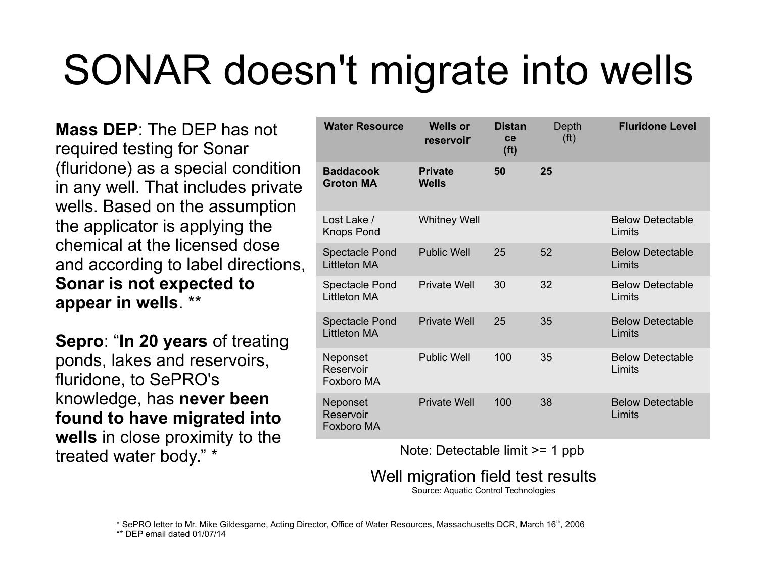# SONAR doesn't migrate into wells

**Mass DEP**: The DEP has not required testing for Sonar (fluridone) as a special condition in any well. That includes private wells. Based on the assumption the applicator is applying the chemical at the licensed dose and according to label directions, **Sonar is not expected to appear in wells**. **

**Sepro**: "**In 20 years** of treating ponds, lakes and reservoirs, fluridone, to SePRO's knowledge, has **never been found to have migrated into wells** in close proximity to the treated water body." *

| Water Resource | Wells or reservoir | Distance (ft) | Depth (ft) | Fluridone Level |
|---|---|---|---|---|
| **Baddacook Groton MA** | **Private Wells** | **50** | **25** | |
| Lost Lake / Knops Pond | Whitney Well | | | Below Detectable Limits |
| Spectacle Pond Littleton MA | Public Well | 25 | 52 | Below Detectable Limits |
| Spectacle Pond Littleton MA | Private Well | 30 | 32 | Below Detectable Limits |
| Spectacle Pond Littleton MA | Private Well | 25 | 35 | Below Detectable Limits |
| Neponset Reservoir Foxboro MA | Public Well | 100 | 35 | Below Detectable Limits |
| Neponset Reservoir Foxboro MA | Private Well | 100 | 38 | Below Detectable Limits |

Note: Detectable limit >= 1 ppb

Well migration field test results

Source: Aquatic Control Technologies

* SePRO letter to Mr. Mike Gildesgame, Acting Director, Office of Water Resources, Massachusetts DCR, March 16th, 2006

** DEP email dated 01/07/14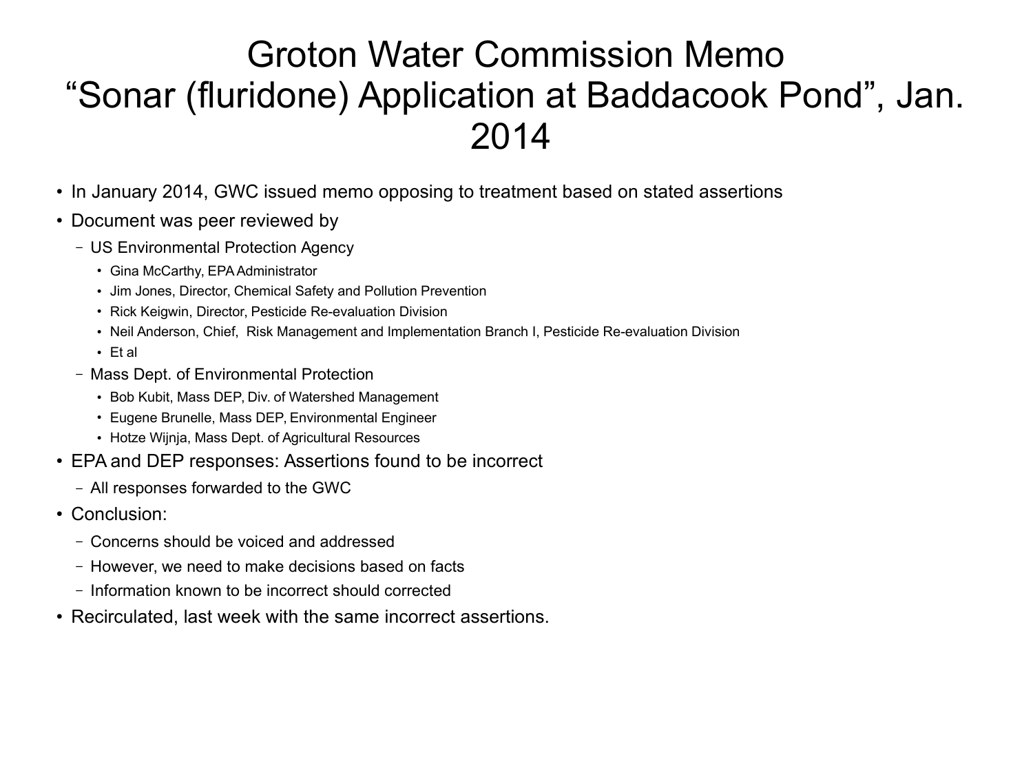# Groton Water Commission Memo "Sonar (fluridone) Application at Baddacook Pond", Jan. 2014

- In January 2014, GWC issued memo opposing to treatment based on stated assertions
- Document was peer reviewed by
  - US Environmental Protection Agency
    - Gina McCarthy, EPA Administrator
    - Jim Jones, Director, Chemical Safety and Pollution Prevention
    - Rick Keigwin, Director, Pesticide Re-evaluation Division
    - Neil Anderson, Chief, Risk Management and Implementation Branch I, Pesticide Re-evaluation Division
    - Et al
  - Mass Dept. of Environmental Protection
    - Bob Kubit, Mass DEP, Div. of Watershed Management
    - Eugene Brunelle, Mass DEP, Environmental Engineer
    - Hotze Wijnja, Mass Dept. of Agricultural Resources
- EPA and DEP responses: Assertions found to be incorrect
  - All responses forwarded to the GWC
- Conclusion:
  - Concerns should be voiced and addressed
  - However, we need to make decisions based on facts
  - Information known to be incorrect should corrected
- Recirculated, last week with the same incorrect assertions.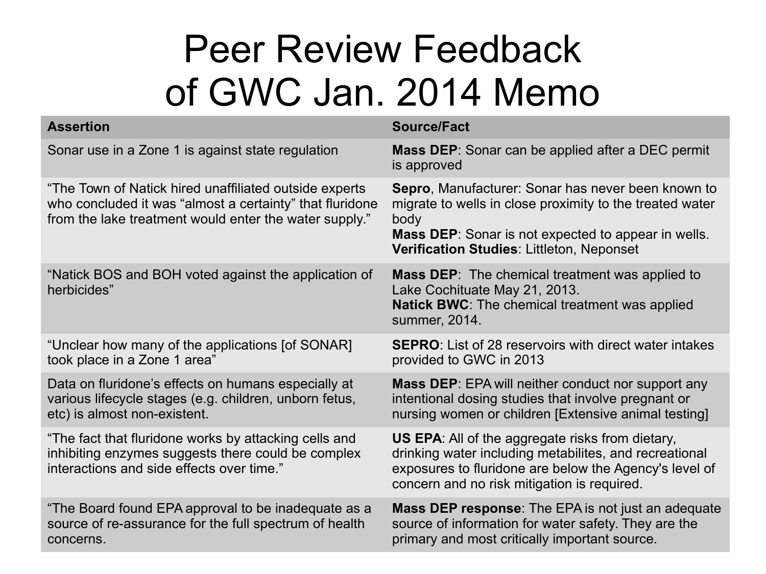# Peer Review Feedback of GWC Jan. 2014 Memo

| Assertion | Source/Fact |
|---|---|
| Sonar use in a Zone 1 is against state regulation | **Mass DEP**: Sonar can be applied after a DEC permit is approved |
| "The Town of Natick hired unaffiliated outside experts who concluded it was "almost a certainty" that fluridone from the lake treatment would enter the water supply." | **Sepro**, Manufacturer: Sonar has never been known to migrate to wells in close proximity to the treated water body<br>**Mass DEP**: Sonar is not expected to appear in wells.<br>**Verification Studies**: Littleton, Neponset |
| "Natick BOS and BOH voted against the application of herbicides" | **Mass DEP**: The chemical treatment was applied to Lake Cochituate May 21, 2013.<br>**Natick BWC**: The chemical treatment was applied summer, 2014. |
| "Unclear how many of the applications [of SONAR] took place in a Zone 1 area" | **SEPRO**: List of 28 reservoirs with direct water intakes provided to GWC in 2013 |
| Data on fluridone's effects on humans especially at various lifecycle stages (e.g. children, unborn fetus, etc) is almost non-existent. | **Mass DEP**: EPA will neither conduct nor support any intentional dosing studies that involve pregnant or nursing women or children [Extensive animal testing] |
| "The fact that fluridone works by attacking cells and inhibiting enzymes suggests there could be complex interactions and side effects over time." | **US EPA**: All of the aggregate risks from dietary, drinking water including metabilites, and recreational exposures to fluridone are below the Agency's level of concern and no risk mitigation is required. |
| "The Board found EPA approval to be inadequate as a source of re-assurance for the full spectrum of health concerns. | **Mass DEP response**: The EPA is not just an adequate source of information for water safety. They are the primary and most critically important source. |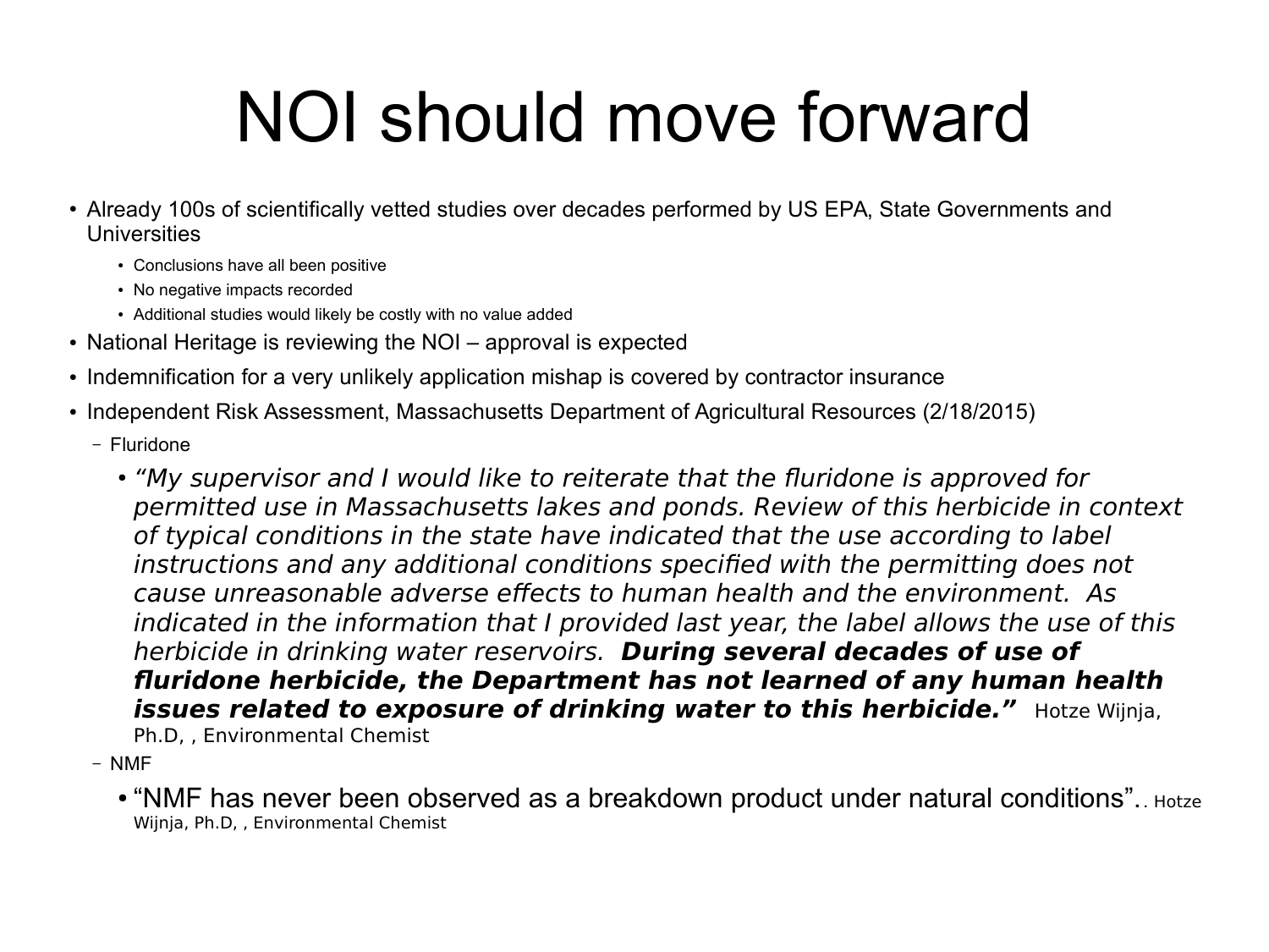# NOI should move forward

- Already 100s of scientifically vetted studies over decades performed by US EPA, State Governments and Universities
  - Conclusions have all been positive
  - No negative impacts recorded
  - Additional studies would likely be costly with no value added
- National Heritage is reviewing the NOI – approval is expected
- Indemnification for a very unlikely application mishap is covered by contractor insurance
- Independent Risk Assessment, Massachusetts Department of Agricultural Resources (2/18/2015)
  - Fluridone
    - *"My supervisor and I would like to reiterate that the fluridone is approved for permitted use in Massachusetts lakes and ponds. Review of this herbicide in context of typical conditions in the state have indicated that the use according to label instructions and any additional conditions specified with the permitting does not cause unreasonable adverse effects to human health and the environment. As indicated in the information that I provided last year, the label allows the use of this herbicide in drinking water reservoirs.* ***During several decades of use of fluridone herbicide, the Department has not learned of any human health issues related to exposure of drinking water to this herbicide."*** Hotze Wijnja, Ph.D, , Environmental Chemist
  - NMF
    - "NMF has never been observed as a breakdown product under natural conditions".. Hotze Wijnja, Ph.D, , Environmental Chemist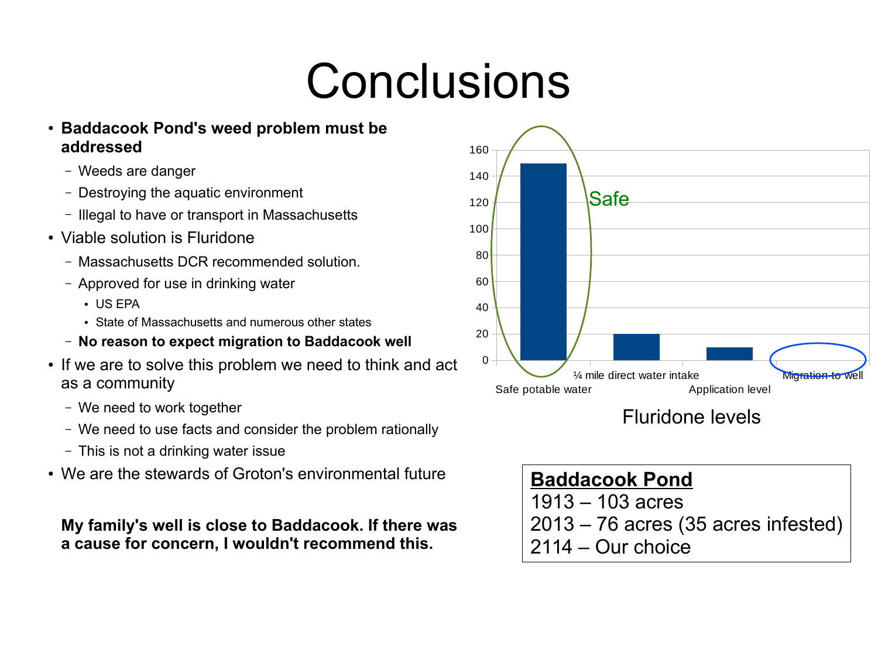# Conclusions

- **Baddacook Pond's weed problem must be addressed**
  - Weeds are danger
  - Destroying the aquatic environment
  - Illegal to have or transport in Massachusetts
- Viable solution is Fluridone
  - Massachusetts DCR recommended solution.
  - Approved for use in drinking water
    - US EPA
    - State of Massachusetts and numerous other states
  - **No reason to expect migration to Baddacook well**
- If we are to solve this problem we need to think and act as a community
  - We need to work together
  - We need to use facts and consider the problem rationally
  - This is not a drinking water issue
- We are the stewards of Groton's environmental future

**My family's well is close to Baddacook. If there was a cause for concern, I wouldn't recommend this.**

Fluridone levels

| Category | Level |
|---|---|
| Safe potable water | 150 |
| ¼ mile direct water intake | 20 |
| Application level | 10 |
| Migration to well | 0 |

Safe

**Baddacook Pond**
1913 – 103 acres
2013 – 76 acres (35 acres infested)
2114 – Our choice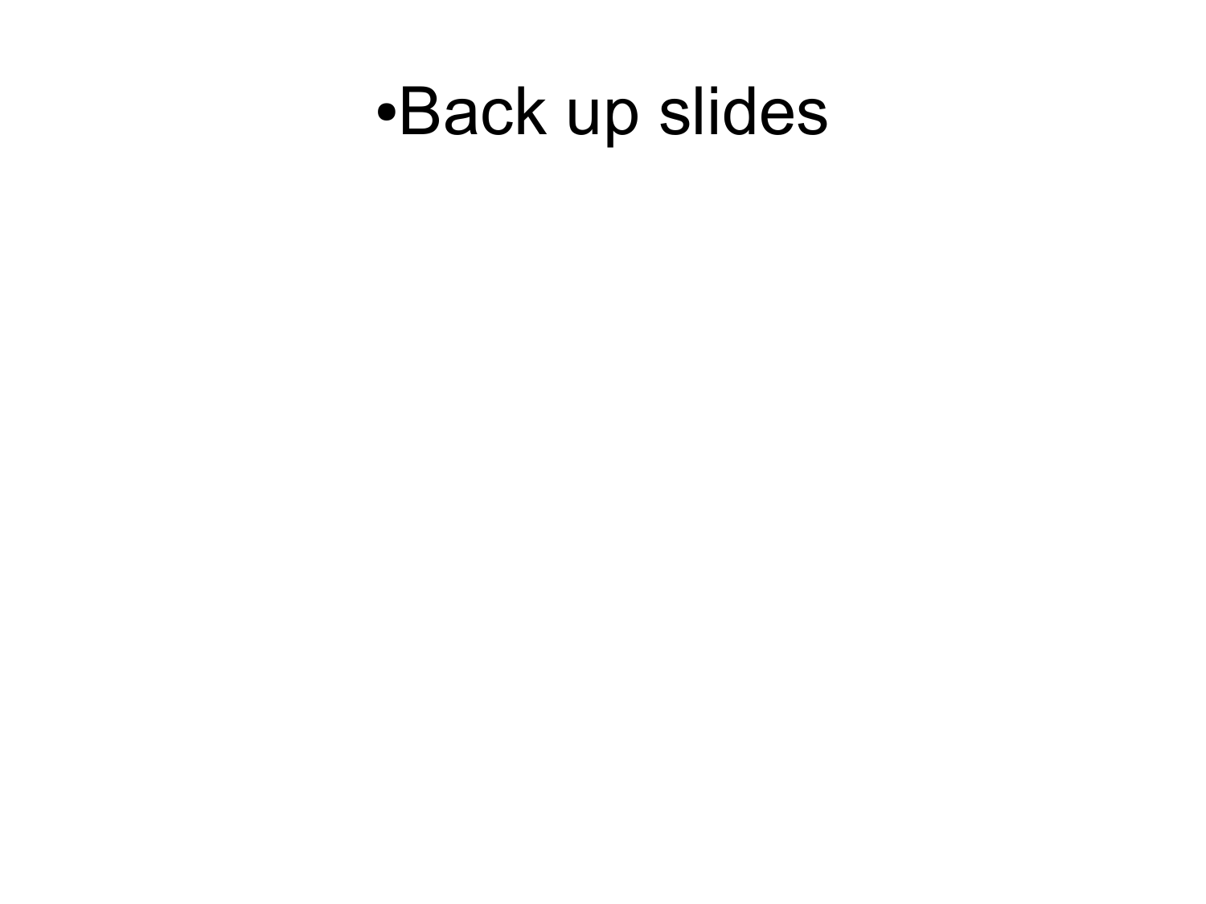- Back up slides